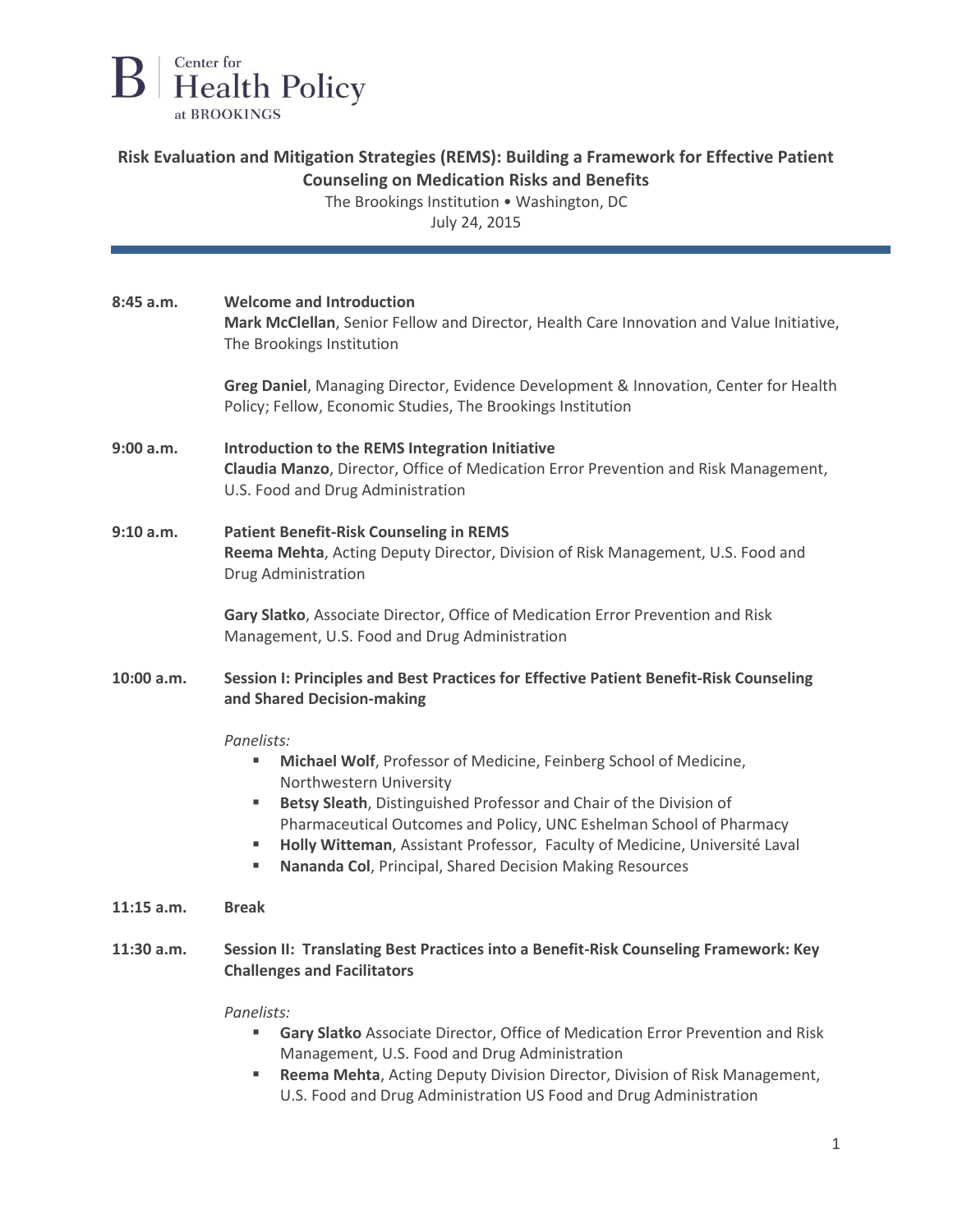Center for Health Policy at BROOKINGS

# Risk Evaluation and Mitigation Strategies (REMS): Building a Framework for Effective Patient Counseling on Medication Risks and Benefits

The Brookings Institution • Washington, DC
July 24, 2015

---

**8:45 a.m.** **Welcome and Introduction**

**Mark McClellan**, Senior Fellow and Director, Health Care Innovation and Value Initiative, The Brookings Institution

**Greg Daniel**, Managing Director, Evidence Development & Innovation, Center for Health Policy; Fellow, Economic Studies, The Brookings Institution

**9:00 a.m.** **Introduction to the REMS Integration Initiative**

**Claudia Manzo**, Director, Office of Medication Error Prevention and Risk Management, U.S. Food and Drug Administration

**9:10 a.m.** **Patient Benefit-Risk Counseling in REMS**

**Reema Mehta**, Acting Deputy Director, Division of Risk Management, U.S. Food and Drug Administration

**Gary Slatko**, Associate Director, Office of Medication Error Prevention and Risk Management, U.S. Food and Drug Administration

**10:00 a.m.** **Session I: Principles and Best Practices for Effective Patient Benefit-Risk Counseling and Shared Decision-making**

*Panelists:*

- **Michael Wolf**, Professor of Medicine, Feinberg School of Medicine, Northwestern University
- **Betsy Sleath**, Distinguished Professor and Chair of the Division of Pharmaceutical Outcomes and Policy, UNC Eshelman School of Pharmacy
- **Holly Witteman**, Assistant Professor, Faculty of Medicine, Université Laval
- **Nananda Col**, Principal, Shared Decision Making Resources

**11:15 a.m.** **Break**

**11:30 a.m.** **Session II: Translating Best Practices into a Benefit-Risk Counseling Framework: Key Challenges and Facilitators**

*Panelists:*

- **Gary Slatko** Associate Director, Office of Medication Error Prevention and Risk Management, U.S. Food and Drug Administration
- **Reema Mehta**, Acting Deputy Division Director, Division of Risk Management, U.S. Food and Drug Administration US Food and Drug Administration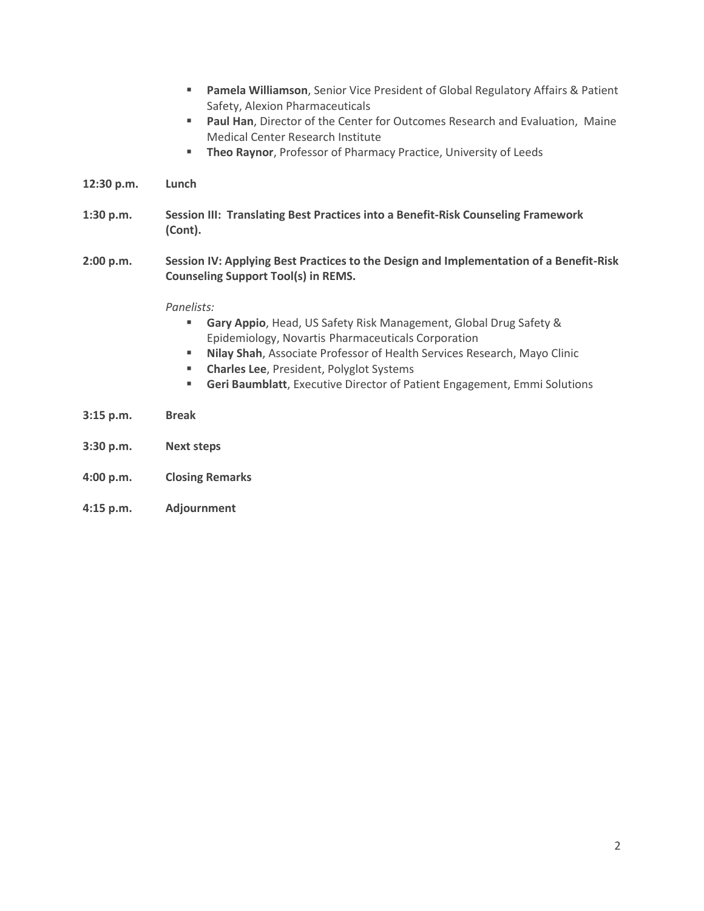- **Pamela Williamson**, Senior Vice President of Global Regulatory Affairs & Patient Safety, Alexion Pharmaceuticals
- **Paul Han**, Director of the Center for Outcomes Research and Evaluation, Maine Medical Center Research Institute
- **Theo Raynor**, Professor of Pharmacy Practice, University of Leeds

**12:30 p.m.** **Lunch**

**1:30 p.m.** **Session III: Translating Best Practices into a Benefit-Risk Counseling Framework (Cont).**

**2:00 p.m.** **Session IV: Applying Best Practices to the Design and Implementation of a Benefit-Risk Counseling Support Tool(s) in REMS.**

*Panelists:*

- **Gary Appio**, Head, US Safety Risk Management, Global Drug Safety & Epidemiology, Novartis Pharmaceuticals Corporation
- **Nilay Shah**, Associate Professor of Health Services Research, Mayo Clinic
- **Charles Lee**, President, Polyglot Systems
- **Geri Baumblatt**, Executive Director of Patient Engagement, Emmi Solutions

**3:15 p.m.** **Break**

**3:30 p.m.** **Next steps**

**4:00 p.m.** **Closing Remarks**

**4:15 p.m.** **Adjournment**